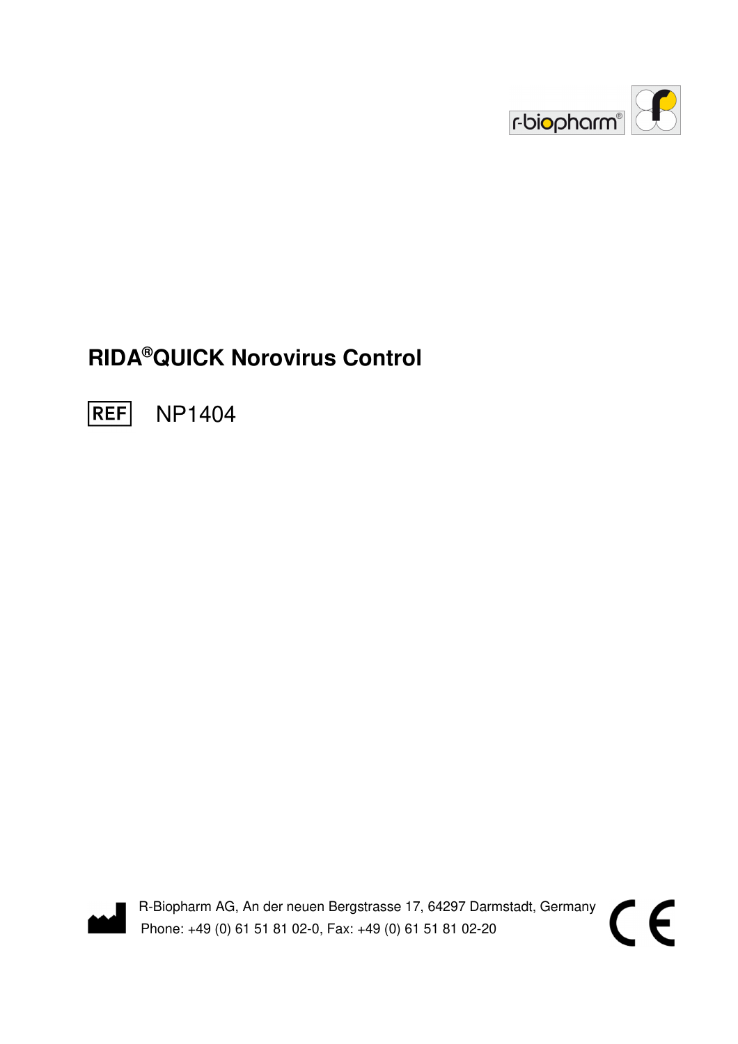# RIDA®QUICK Norovirus Control

REF NP1404

R-Biopharm AG, An der neuen Bergstrasse 17, 64297 Darmstadt, Germany
Phone: +49 (0) 61 51 81 02-0, Fax: +49 (0) 61 51 81 02-20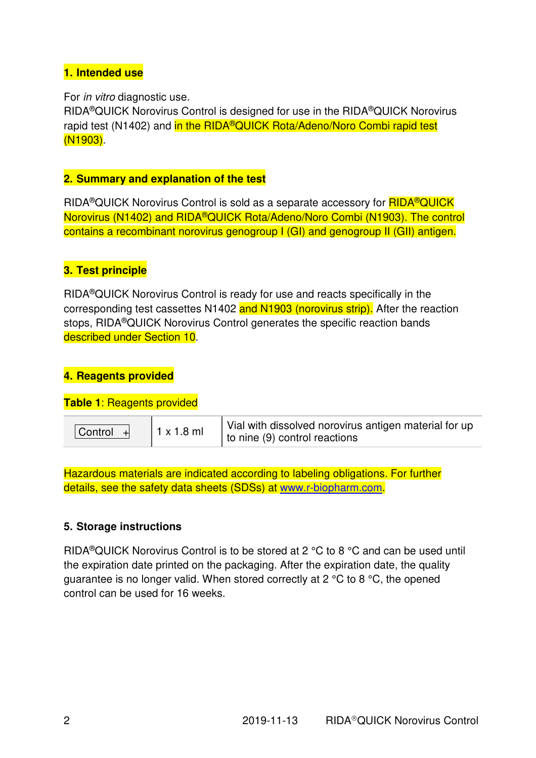## 1. Intended use

For *in vitro* diagnostic use.
RIDA®QUICK Norovirus Control is designed for use in the RIDA®QUICK Norovirus rapid test (N1402) and in the RIDA®QUICK Rota/Adeno/Noro Combi rapid test (N1903).

## 2. Summary and explanation of the test

RIDA®QUICK Norovirus Control is sold as a separate accessory for RIDA®QUICK Norovirus (N1402) and RIDA®QUICK Rota/Adeno/Noro Combi (N1903). The control contains a recombinant norovirus genogroup I (GI) and genogroup II (GII) antigen.

## 3. Test principle

RIDA®QUICK Norovirus Control is ready for use and reacts specifically in the corresponding test cassettes N1402 and N1903 (norovirus strip). After the reaction stops, RIDA®QUICK Norovirus Control generates the specific reaction bands described under Section 10.

## 4. Reagents provided

**Table 1**: Reagents provided

| | | |
|---|---|---|
| Control + | 1 x 1.8 ml | Vial with dissolved norovirus antigen material for up to nine (9) control reactions |

Hazardous materials are indicated according to labeling obligations. For further details, see the safety data sheets (SDSs) at www.r-biopharm.com.

## 5. Storage instructions

RIDA®QUICK Norovirus Control is to be stored at 2 °C to 8 °C and can be used until the expiration date printed on the packaging. After the expiration date, the quality guarantee is no longer valid. When stored correctly at 2 °C to 8 °C, the opened control can be used for 16 weeks.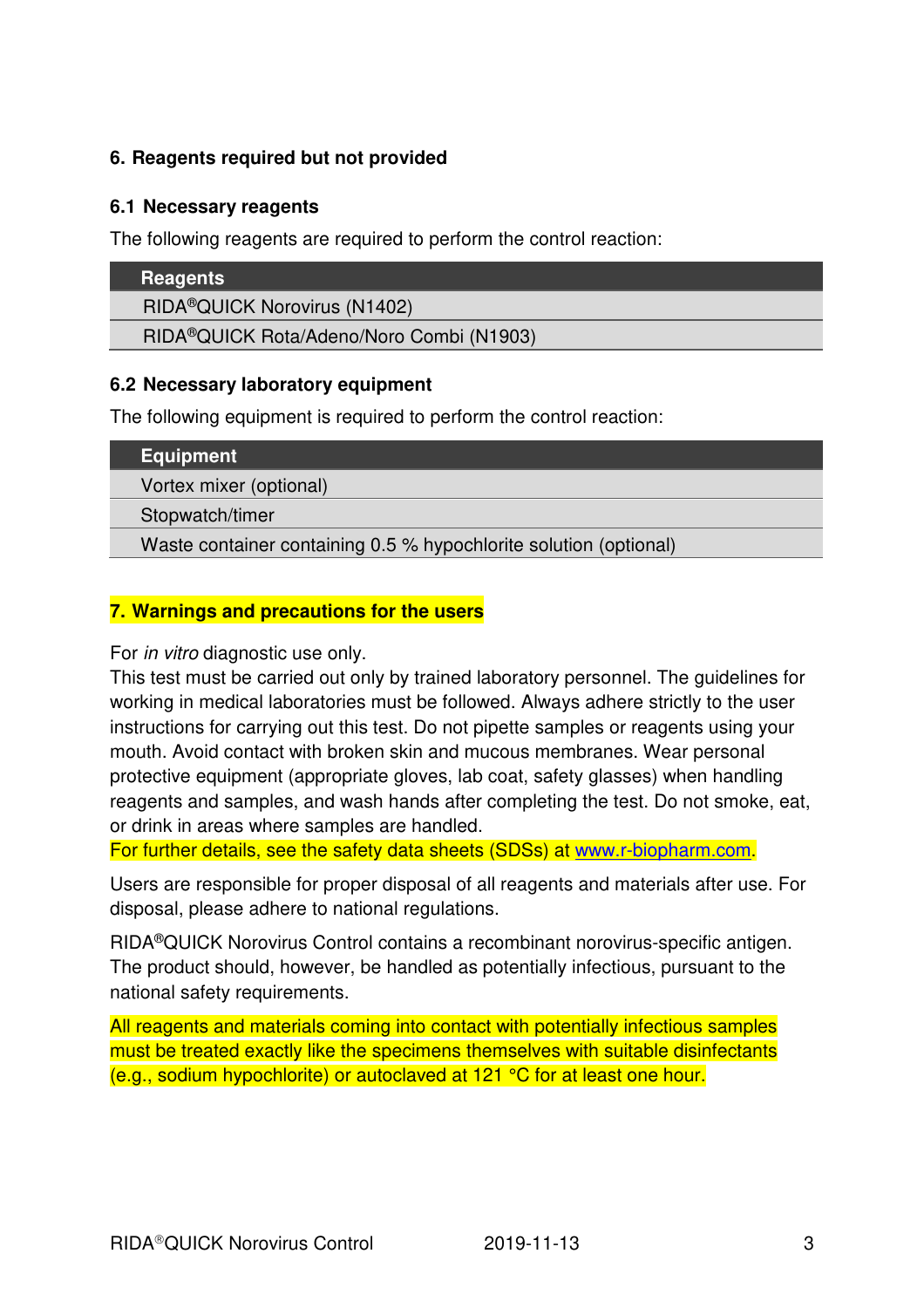## 6. Reagents required but not provided

### 6.1 Necessary reagents

The following reagents are required to perform the control reaction:

| Reagents |
| --- |
| RIDA®QUICK Norovirus (N1402) |
| RIDA®QUICK Rota/Adeno/Noro Combi (N1903) |

### 6.2 Necessary laboratory equipment

The following equipment is required to perform the control reaction:

| Equipment |
| --- |
| Vortex mixer (optional) |
| Stopwatch/timer |
| Waste container containing 0.5 % hypochlorite solution (optional) |

## 7. Warnings and precautions for the users

For *in vitro* diagnostic use only.
This test must be carried out only by trained laboratory personnel. The guidelines for working in medical laboratories must be followed. Always adhere strictly to the user instructions for carrying out this test. Do not pipette samples or reagents using your mouth. Avoid contact with broken skin and mucous membranes. Wear personal protective equipment (appropriate gloves, lab coat, safety glasses) when handling reagents and samples, and wash hands after completing the test. Do not smoke, eat, or drink in areas where samples are handled.
For further details, see the safety data sheets (SDSs) at www.r-biopharm.com.

Users are responsible for proper disposal of all reagents and materials after use. For disposal, please adhere to national regulations.

RIDA®QUICK Norovirus Control contains a recombinant norovirus-specific antigen. The product should, however, be handled as potentially infectious, pursuant to the national safety requirements.

All reagents and materials coming into contact with potentially infectious samples must be treated exactly like the specimens themselves with suitable disinfectants (e.g., sodium hypochlorite) or autoclaved at 121 °C for at least one hour.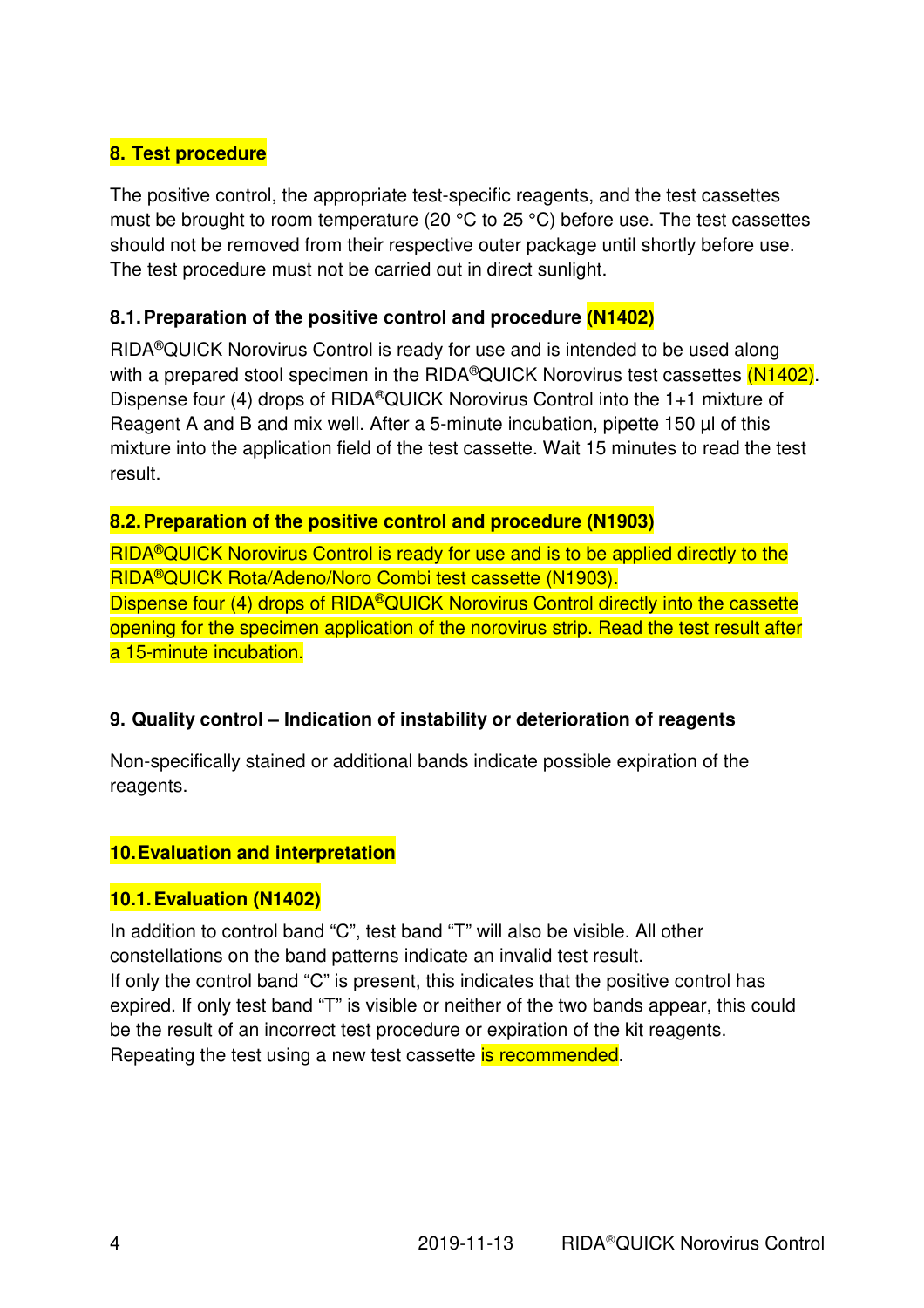## 8. Test procedure

The positive control, the appropriate test-specific reagents, and the test cassettes must be brought to room temperature (20 °C to 25 °C) before use. The test cassettes should not be removed from their respective outer package until shortly before use. The test procedure must not be carried out in direct sunlight.

### 8.1. Preparation of the positive control and procedure (N1402)

RIDA®QUICK Norovirus Control is ready for use and is intended to be used along with a prepared stool specimen in the RIDA®QUICK Norovirus test cassettes (N1402). Dispense four (4) drops of RIDA®QUICK Norovirus Control into the 1+1 mixture of Reagent A and B and mix well. After a 5-minute incubation, pipette 150 µl of this mixture into the application field of the test cassette. Wait 15 minutes to read the test result.

### 8.2. Preparation of the positive control and procedure (N1903)

RIDA®QUICK Norovirus Control is ready for use and is to be applied directly to the RIDA®QUICK Rota/Adeno/Noro Combi test cassette (N1903).
Dispense four (4) drops of RIDA®QUICK Norovirus Control directly into the cassette opening for the specimen application of the norovirus strip. Read the test result after a 15-minute incubation.

## 9. Quality control – Indication of instability or deterioration of reagents

Non-specifically stained or additional bands indicate possible expiration of the reagents.

## 10. Evaluation and interpretation

### 10.1. Evaluation (N1402)

In addition to control band “C”, test band “T” will also be visible. All other constellations on the band patterns indicate an invalid test result.
If only the control band “C” is present, this indicates that the positive control has expired. If only test band “T” is visible or neither of the two bands appear, this could be the result of an incorrect test procedure or expiration of the kit reagents. Repeating the test using a new test cassette is recommended.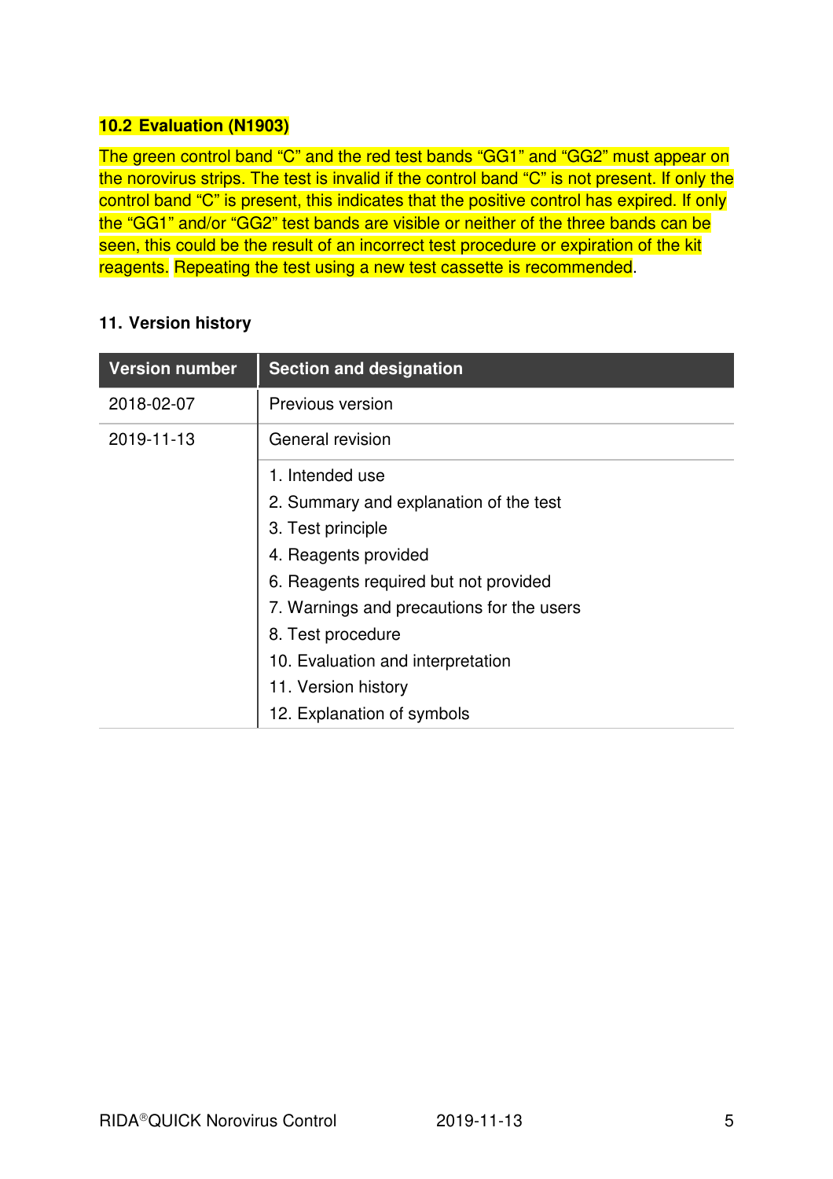### 10.2 Evaluation (N1903)

The green control band "C" and the red test bands "GG1" and "GG2" must appear on the norovirus strips. The test is invalid if the control band "C" is not present. If only the control band "C" is present, this indicates that the positive control has expired. If only the "GG1" and/or "GG2" test bands are visible or neither of the three bands can be seen, this could be the result of an incorrect test procedure or expiration of the kit reagents. Repeating the test using a new test cassette is recommended.

## 11. Version history

| Version number | Section and designation |
| --- | --- |
| 2018-02-07 | Previous version |
| 2019-11-13 | General revision |
| | 1. Intended use<br>2. Summary and explanation of the test<br>3. Test principle<br>4. Reagents provided<br>6. Reagents required but not provided<br>7. Warnings and precautions for the users<br>8. Test procedure<br>10. Evaluation and interpretation<br>11. Version history<br>12. Explanation of symbols |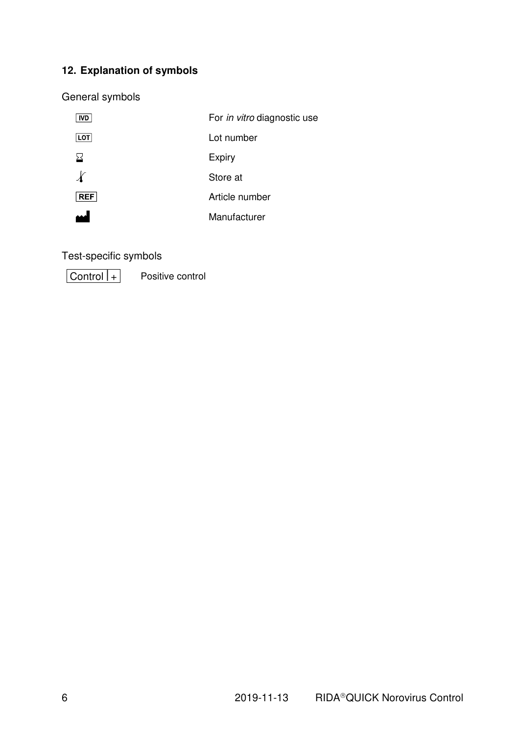## 12. Explanation of symbols

General symbols

| | |
|---|---|
| IVD | For *in vitro* diagnostic use |
| LOT | Lot number |
| ⌛ | Expiry |
| 🌡 | Store at |
| REF | Article number |
| 🏭 | Manufacturer |

Test-specific symbols

| | |
|---|---|
| Control + | Positive control |